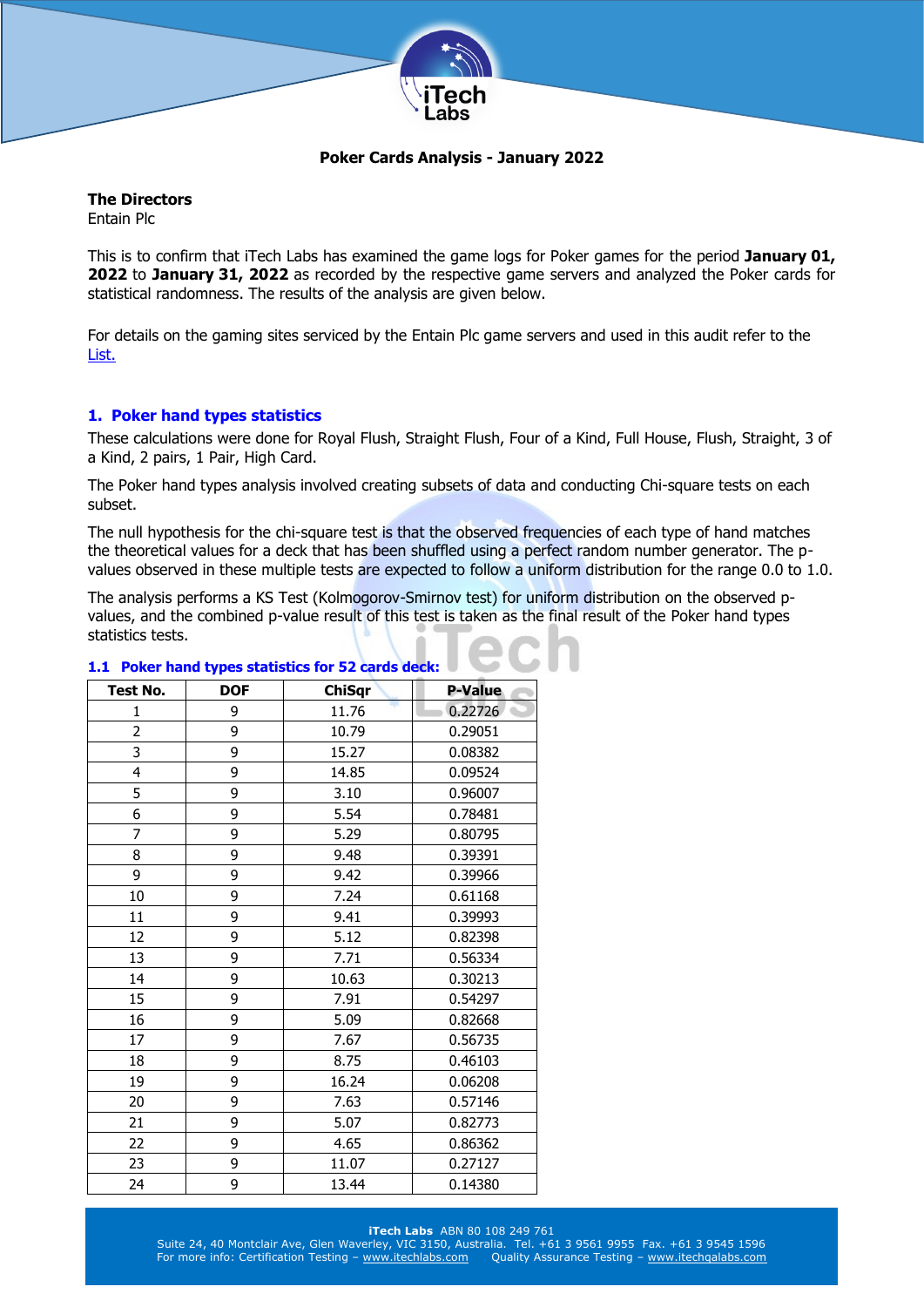**Poker Cards Analysis - January 2022**

**The Directors**
Entain Plc

This is to confirm that iTech Labs has examined the game logs for Poker games for the period **January 01, 2022** to **January 31, 2022** as recorded by the respective game servers and analyzed the Poker cards for statistical randomness. The results of the analysis are given below.

For details on the gaming sites serviced by the Entain Plc game servers and used in this audit refer to the List.

## 1. Poker hand types statistics

These calculations were done for Royal Flush, Straight Flush, Four of a Kind, Full House, Flush, Straight, 3 of a Kind, 2 pairs, 1 Pair, High Card.

The Poker hand types analysis involved creating subsets of data and conducting Chi-square tests on each subset.

The null hypothesis for the chi-square test is that the observed frequencies of each type of hand matches the theoretical values for a deck that has been shuffled using a perfect random number generator. The p-values observed in these multiple tests are expected to follow a uniform distribution for the range 0.0 to 1.0.

The analysis performs a KS Test (Kolmogorov-Smirnov test) for uniform distribution on the observed p-values, and the combined p-value result of this test is taken as the final result of the Poker hand types statistics tests.

### 1.1 Poker hand types statistics for 52 cards deck:

| Test No. | DOF | ChiSqr | P-Value |
|---|---|---|---|
| 1 | 9 | 11.76 | 0.22726 |
| 2 | 9 | 10.79 | 0.29051 |
| 3 | 9 | 15.27 | 0.08382 |
| 4 | 9 | 14.85 | 0.09524 |
| 5 | 9 | 3.10 | 0.96007 |
| 6 | 9 | 5.54 | 0.78481 |
| 7 | 9 | 5.29 | 0.80795 |
| 8 | 9 | 9.48 | 0.39391 |
| 9 | 9 | 9.42 | 0.39966 |
| 10 | 9 | 7.24 | 0.61168 |
| 11 | 9 | 9.41 | 0.39993 |
| 12 | 9 | 5.12 | 0.82398 |
| 13 | 9 | 7.71 | 0.56334 |
| 14 | 9 | 10.63 | 0.30213 |
| 15 | 9 | 7.91 | 0.54297 |
| 16 | 9 | 5.09 | 0.82668 |
| 17 | 9 | 7.67 | 0.56735 |
| 18 | 9 | 8.75 | 0.46103 |
| 19 | 9 | 16.24 | 0.06208 |
| 20 | 9 | 7.63 | 0.57146 |
| 21 | 9 | 5.07 | 0.82773 |
| 22 | 9 | 4.65 | 0.86362 |
| 23 | 9 | 11.07 | 0.27127 |
| 24 | 9 | 13.44 | 0.14380 |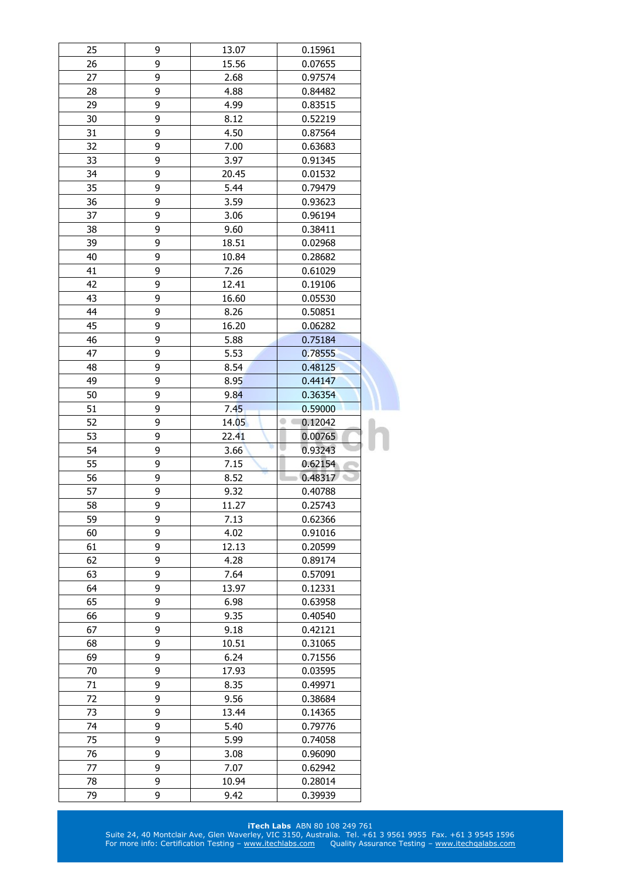| 25 | 9 | 13.07 | 0.15961 |
|---|---|---|---|
| 26 | 9 | 15.56 | 0.07655 |
| 27 | 9 | 2.68 | 0.97574 |
| 28 | 9 | 4.88 | 0.84482 |
| 29 | 9 | 4.99 | 0.83515 |
| 30 | 9 | 8.12 | 0.52219 |
| 31 | 9 | 4.50 | 0.87564 |
| 32 | 9 | 7.00 | 0.63683 |
| 33 | 9 | 3.97 | 0.91345 |
| 34 | 9 | 20.45 | 0.01532 |
| 35 | 9 | 5.44 | 0.79479 |
| 36 | 9 | 3.59 | 0.93623 |
| 37 | 9 | 3.06 | 0.96194 |
| 38 | 9 | 9.60 | 0.38411 |
| 39 | 9 | 18.51 | 0.02968 |
| 40 | 9 | 10.84 | 0.28682 |
| 41 | 9 | 7.26 | 0.61029 |
| 42 | 9 | 12.41 | 0.19106 |
| 43 | 9 | 16.60 | 0.05530 |
| 44 | 9 | 8.26 | 0.50851 |
| 45 | 9 | 16.20 | 0.06282 |
| 46 | 9 | 5.88 | 0.75184 |
| 47 | 9 | 5.53 | 0.78555 |
| 48 | 9 | 8.54 | 0.48125 |
| 49 | 9 | 8.95 | 0.44147 |
| 50 | 9 | 9.84 | 0.36354 |
| 51 | 9 | 7.45 | 0.59000 |
| 52 | 9 | 14.05 | 0.12042 |
| 53 | 9 | 22.41 | 0.00765 |
| 54 | 9 | 3.66 | 0.93243 |
| 55 | 9 | 7.15 | 0.62154 |
| 56 | 9 | 8.52 | 0.48317 |
| 57 | 9 | 9.32 | 0.40788 |
| 58 | 9 | 11.27 | 0.25743 |
| 59 | 9 | 7.13 | 0.62366 |
| 60 | 9 | 4.02 | 0.91016 |
| 61 | 9 | 12.13 | 0.20599 |
| 62 | 9 | 4.28 | 0.89174 |
| 63 | 9 | 7.64 | 0.57091 |
| 64 | 9 | 13.97 | 0.12331 |
| 65 | 9 | 6.98 | 0.63958 |
| 66 | 9 | 9.35 | 0.40540 |
| 67 | 9 | 9.18 | 0.42121 |
| 68 | 9 | 10.51 | 0.31065 |
| 69 | 9 | 6.24 | 0.71556 |
| 70 | 9 | 17.93 | 0.03595 |
| 71 | 9 | 8.35 | 0.49971 |
| 72 | 9 | 9.56 | 0.38684 |
| 73 | 9 | 13.44 | 0.14365 |
| 74 | 9 | 5.40 | 0.79776 |
| 75 | 9 | 5.99 | 0.74058 |
| 76 | 9 | 3.08 | 0.96090 |
| 77 | 9 | 7.07 | 0.62942 |
| 78 | 9 | 10.94 | 0.28014 |
| 79 | 9 | 9.42 | 0.39939 |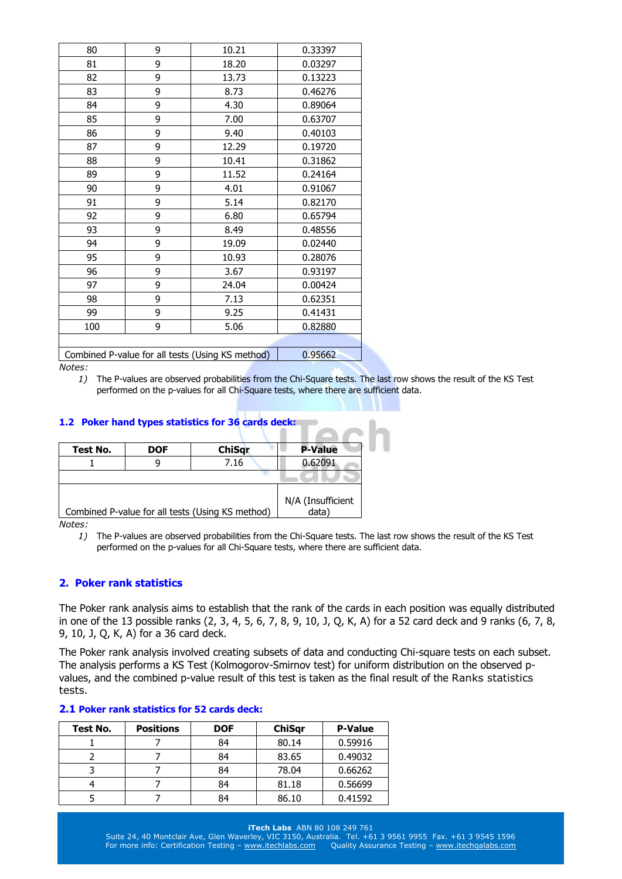| | | | |
|---|---|---|---|
| 80 | 9 | 10.21 | 0.33397 |
| 81 | 9 | 18.20 | 0.03297 |
| 82 | 9 | 13.73 | 0.13223 |
| 83 | 9 | 8.73 | 0.46276 |
| 84 | 9 | 4.30 | 0.89064 |
| 85 | 9 | 7.00 | 0.63707 |
| 86 | 9 | 9.40 | 0.40103 |
| 87 | 9 | 12.29 | 0.19720 |
| 88 | 9 | 10.41 | 0.31862 |
| 89 | 9 | 11.52 | 0.24164 |
| 90 | 9 | 4.01 | 0.91067 |
| 91 | 9 | 5.14 | 0.82170 |
| 92 | 9 | 6.80 | 0.65794 |
| 93 | 9 | 8.49 | 0.48556 |
| 94 | 9 | 19.09 | 0.02440 |
| 95 | 9 | 10.93 | 0.28076 |
| 96 | 9 | 3.67 | 0.93197 |
| 97 | 9 | 24.04 | 0.00424 |
| 98 | 9 | 7.13 | 0.62351 |
| 99 | 9 | 9.25 | 0.41431 |
| 100 | 9 | 5.06 | 0.82880 |
| | | | |
| Combined P-value for all tests (Using KS method) | | | 0.95662 |

*Notes:*

1) The P-values are observed probabilities from the Chi-Square tests. The last row shows the result of the KS Test performed on the p-values for all Chi-Square tests, where there are sufficient data.

### 1.2 Poker hand types statistics for 36 cards deck:

| Test No. | DOF | ChiSqr | P-Value |
|---|---|---|---|
| 1 | 9 | 7.16 | 0.62091 |
| | | | |
| Combined P-value for all tests (Using KS method) | | | N/A (Insufficient data) |

*Notes:*

1) The P-values are observed probabilities from the Chi-Square tests. The last row shows the result of the KS Test performed on the p-values for all Chi-Square tests, where there are sufficient data.

## 2. Poker rank statistics

The Poker rank analysis aims to establish that the rank of the cards in each position was equally distributed in one of the 13 possible ranks (2, 3, 4, 5, 6, 7, 8, 9, 10, J, Q, K, A) for a 52 card deck and 9 ranks (6, 7, 8, 9, 10, J, Q, K, A) for a 36 card deck.

The Poker rank analysis involved creating subsets of data and conducting Chi-square tests on each subset. The analysis performs a KS Test (Kolmogorov-Smirnov test) for uniform distribution on the observed p-values, and the combined p-value result of this test is taken as the final result of the Ranks statistics tests.

### 2.1 Poker rank statistics for 52 cards deck:

| Test No. | Positions | DOF | ChiSqr | P-Value |
|---|---|---|---|---|
| 1 | 7 | 84 | 80.14 | 0.59916 |
| 2 | 7 | 84 | 83.65 | 0.49032 |
| 3 | 7 | 84 | 78.04 | 0.66262 |
| 4 | 7 | 84 | 81.18 | 0.56699 |
| 5 | 7 | 84 | 86.10 | 0.41592 |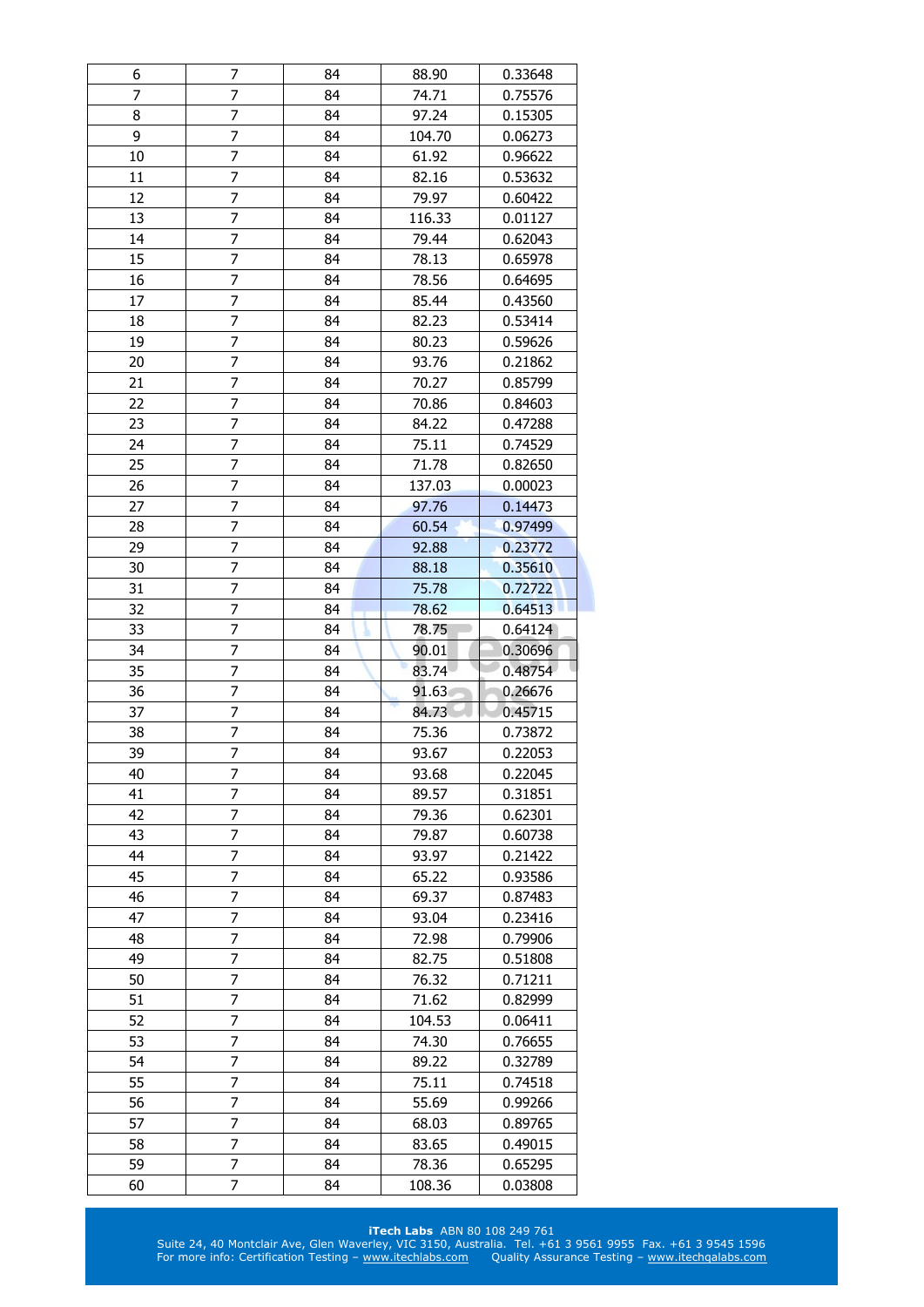| | | | | |
|---|---|---|---|---|
| 6 | 7 | 84 | 88.90 | 0.33648 |
| 7 | 7 | 84 | 74.71 | 0.75576 |
| 8 | 7 | 84 | 97.24 | 0.15305 |
| 9 | 7 | 84 | 104.70 | 0.06273 |
| 10 | 7 | 84 | 61.92 | 0.96622 |
| 11 | 7 | 84 | 82.16 | 0.53632 |
| 12 | 7 | 84 | 79.97 | 0.60422 |
| 13 | 7 | 84 | 116.33 | 0.01127 |
| 14 | 7 | 84 | 79.44 | 0.62043 |
| 15 | 7 | 84 | 78.13 | 0.65978 |
| 16 | 7 | 84 | 78.56 | 0.64695 |
| 17 | 7 | 84 | 85.44 | 0.43560 |
| 18 | 7 | 84 | 82.23 | 0.53414 |
| 19 | 7 | 84 | 80.23 | 0.59626 |
| 20 | 7 | 84 | 93.76 | 0.21862 |
| 21 | 7 | 84 | 70.27 | 0.85799 |
| 22 | 7 | 84 | 70.86 | 0.84603 |
| 23 | 7 | 84 | 84.22 | 0.47288 |
| 24 | 7 | 84 | 75.11 | 0.74529 |
| 25 | 7 | 84 | 71.78 | 0.82650 |
| 26 | 7 | 84 | 137.03 | 0.00023 |
| 27 | 7 | 84 | 97.76 | 0.14473 |
| 28 | 7 | 84 | 60.54 | 0.97499 |
| 29 | 7 | 84 | 92.88 | 0.23772 |
| 30 | 7 | 84 | 88.18 | 0.35610 |
| 31 | 7 | 84 | 75.78 | 0.72722 |
| 32 | 7 | 84 | 78.62 | 0.64513 |
| 33 | 7 | 84 | 78.75 | 0.64124 |
| 34 | 7 | 84 | 90.01 | 0.30696 |
| 35 | 7 | 84 | 83.74 | 0.48754 |
| 36 | 7 | 84 | 91.63 | 0.26676 |
| 37 | 7 | 84 | 84.73 | 0.45715 |
| 38 | 7 | 84 | 75.36 | 0.73872 |
| 39 | 7 | 84 | 93.67 | 0.22053 |
| 40 | 7 | 84 | 93.68 | 0.22045 |
| 41 | 7 | 84 | 89.57 | 0.31851 |
| 42 | 7 | 84 | 79.36 | 0.62301 |
| 43 | 7 | 84 | 79.87 | 0.60738 |
| 44 | 7 | 84 | 93.97 | 0.21422 |
| 45 | 7 | 84 | 65.22 | 0.93586 |
| 46 | 7 | 84 | 69.37 | 0.87483 |
| 47 | 7 | 84 | 93.04 | 0.23416 |
| 48 | 7 | 84 | 72.98 | 0.79906 |
| 49 | 7 | 84 | 82.75 | 0.51808 |
| 50 | 7 | 84 | 76.32 | 0.71211 |
| 51 | 7 | 84 | 71.62 | 0.82999 |
| 52 | 7 | 84 | 104.53 | 0.06411 |
| 53 | 7 | 84 | 74.30 | 0.76655 |
| 54 | 7 | 84 | 89.22 | 0.32789 |
| 55 | 7 | 84 | 75.11 | 0.74518 |
| 56 | 7 | 84 | 55.69 | 0.99266 |
| 57 | 7 | 84 | 68.03 | 0.89765 |
| 58 | 7 | 84 | 83.65 | 0.49015 |
| 59 | 7 | 84 | 78.36 | 0.65295 |
| 60 | 7 | 84 | 108.36 | 0.03808 |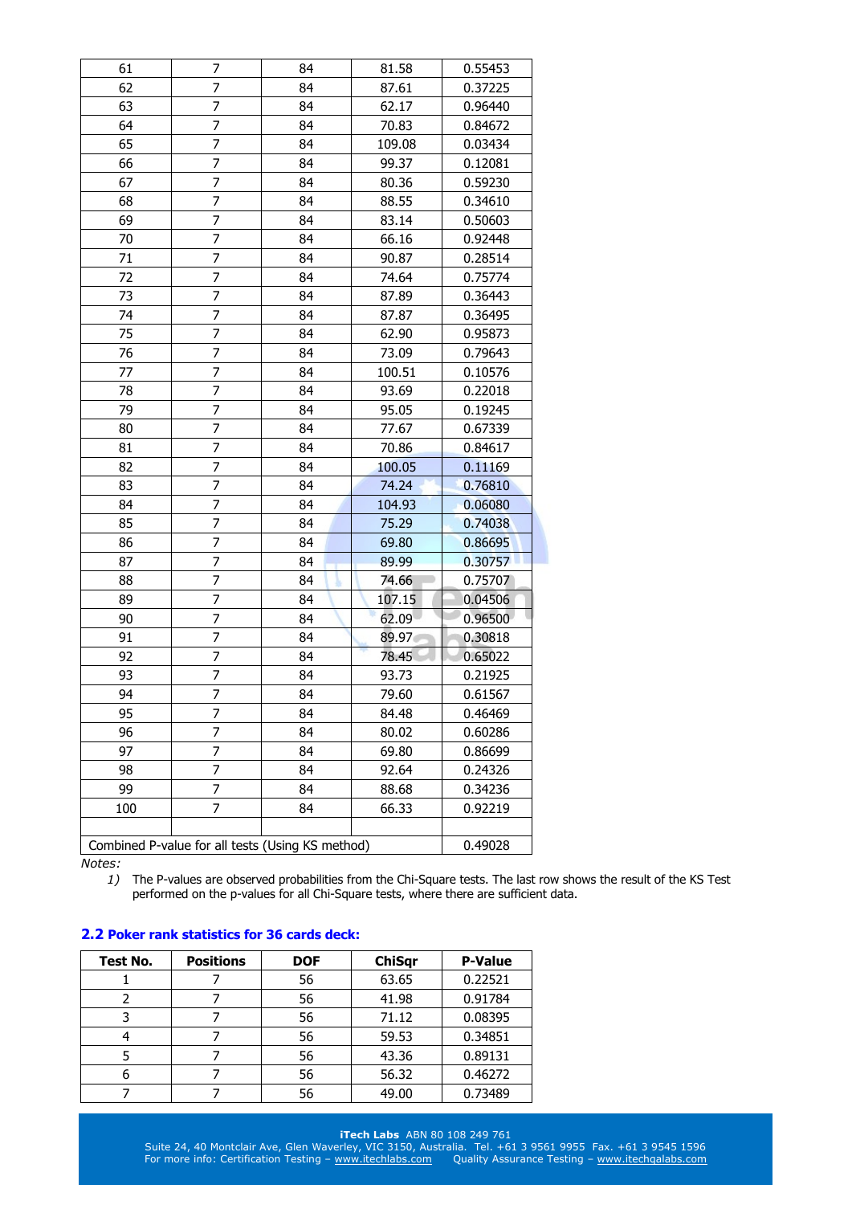| | | | | |
|---|---|---|---|---|
| 61 | 7 | 84 | 81.58 | 0.55453 |
| 62 | 7 | 84 | 87.61 | 0.37225 |
| 63 | 7 | 84 | 62.17 | 0.96440 |
| 64 | 7 | 84 | 70.83 | 0.84672 |
| 65 | 7 | 84 | 109.08 | 0.03434 |
| 66 | 7 | 84 | 99.37 | 0.12081 |
| 67 | 7 | 84 | 80.36 | 0.59230 |
| 68 | 7 | 84 | 88.55 | 0.34610 |
| 69 | 7 | 84 | 83.14 | 0.50603 |
| 70 | 7 | 84 | 66.16 | 0.92448 |
| 71 | 7 | 84 | 90.87 | 0.28514 |
| 72 | 7 | 84 | 74.64 | 0.75774 |
| 73 | 7 | 84 | 87.89 | 0.36443 |
| 74 | 7 | 84 | 87.87 | 0.36495 |
| 75 | 7 | 84 | 62.90 | 0.95873 |
| 76 | 7 | 84 | 73.09 | 0.79643 |
| 77 | 7 | 84 | 100.51 | 0.10576 |
| 78 | 7 | 84 | 93.69 | 0.22018 |
| 79 | 7 | 84 | 95.05 | 0.19245 |
| 80 | 7 | 84 | 77.67 | 0.67339 |
| 81 | 7 | 84 | 70.86 | 0.84617 |
| 82 | 7 | 84 | 100.05 | 0.11169 |
| 83 | 7 | 84 | 74.24 | 0.76810 |
| 84 | 7 | 84 | 104.93 | 0.06080 |
| 85 | 7 | 84 | 75.29 | 0.74038 |
| 86 | 7 | 84 | 69.80 | 0.86695 |
| 87 | 7 | 84 | 89.99 | 0.30757 |
| 88 | 7 | 84 | 74.66 | 0.75707 |
| 89 | 7 | 84 | 107.15 | 0.04506 |
| 90 | 7 | 84 | 62.09 | 0.96500 |
| 91 | 7 | 84 | 89.97 | 0.30818 |
| 92 | 7 | 84 | 78.45 | 0.65022 |
| 93 | 7 | 84 | 93.73 | 0.21925 |
| 94 | 7 | 84 | 79.60 | 0.61567 |
| 95 | 7 | 84 | 84.48 | 0.46469 |
| 96 | 7 | 84 | 80.02 | 0.60286 |
| 97 | 7 | 84 | 69.80 | 0.86699 |
| 98 | 7 | 84 | 92.64 | 0.24326 |
| 99 | 7 | 84 | 88.68 | 0.34236 |
| 100 | 7 | 84 | 66.33 | 0.92219 |
| | | | | |
| Combined P-value for all tests (Using KS method) | | | | 0.49028 |

*Notes:*

1) The P-values are observed probabilities from the Chi-Square tests. The last row shows the result of the KS Test performed on the p-values for all Chi-Square tests, where there are sufficient data.

## 2.2 Poker rank statistics for 36 cards deck:

| Test No. | Positions | DOF | ChiSqr | P-Value |
|---|---|---|---|---|
| 1 | 7 | 56 | 63.65 | 0.22521 |
| 2 | 7 | 56 | 41.98 | 0.91784 |
| 3 | 7 | 56 | 71.12 | 0.08395 |
| 4 | 7 | 56 | 59.53 | 0.34851 |
| 5 | 7 | 56 | 43.36 | 0.89131 |
| 6 | 7 | 56 | 56.32 | 0.46272 |
| 7 | 7 | 56 | 49.00 | 0.73489 |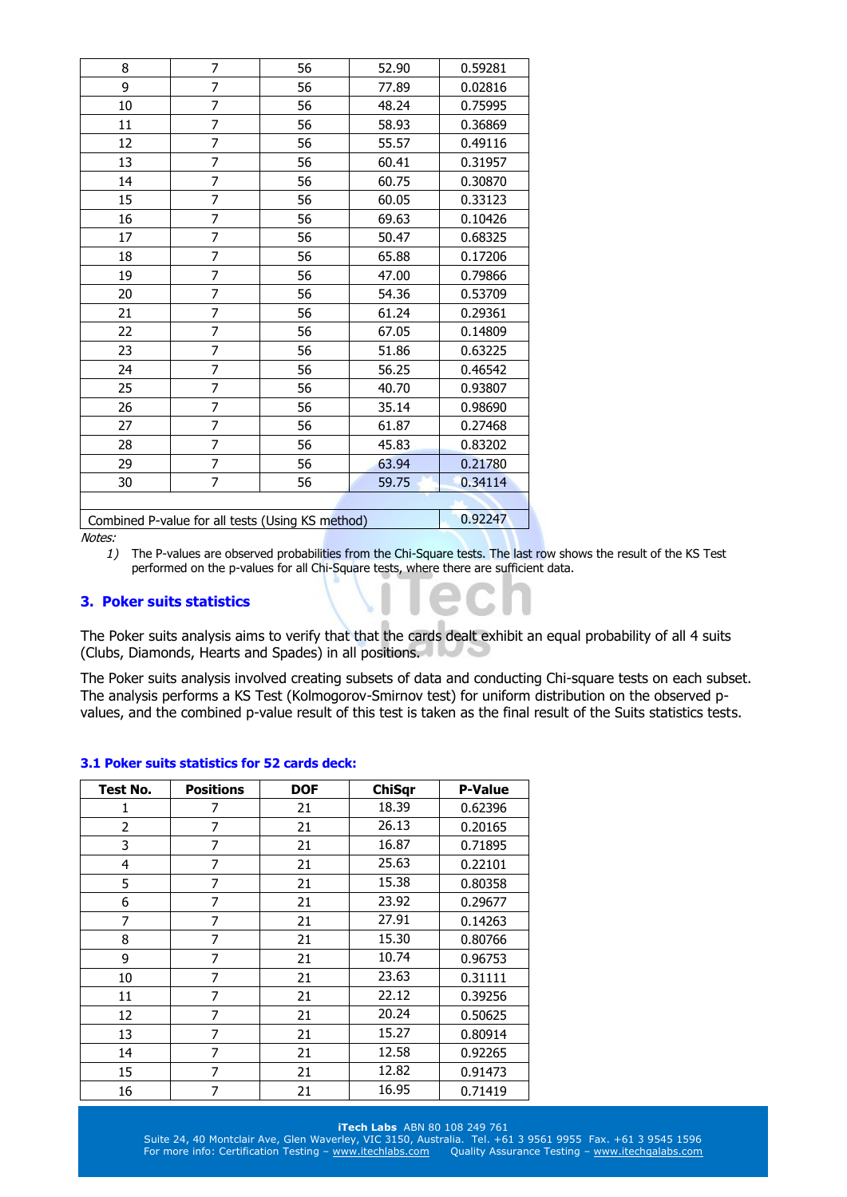| 8 | 7 | 56 | 52.90 | 0.59281 |
|---|---|---|---|---|
| 9 | 7 | 56 | 77.89 | 0.02816 |
| 10 | 7 | 56 | 48.24 | 0.75995 |
| 11 | 7 | 56 | 58.93 | 0.36869 |
| 12 | 7 | 56 | 55.57 | 0.49116 |
| 13 | 7 | 56 | 60.41 | 0.31957 |
| 14 | 7 | 56 | 60.75 | 0.30870 |
| 15 | 7 | 56 | 60.05 | 0.33123 |
| 16 | 7 | 56 | 69.63 | 0.10426 |
| 17 | 7 | 56 | 50.47 | 0.68325 |
| 18 | 7 | 56 | 65.88 | 0.17206 |
| 19 | 7 | 56 | 47.00 | 0.79866 |
| 20 | 7 | 56 | 54.36 | 0.53709 |
| 21 | 7 | 56 | 61.24 | 0.29361 |
| 22 | 7 | 56 | 67.05 | 0.14809 |
| 23 | 7 | 56 | 51.86 | 0.63225 |
| 24 | 7 | 56 | 56.25 | 0.46542 |
| 25 | 7 | 56 | 40.70 | 0.93807 |
| 26 | 7 | 56 | 35.14 | 0.98690 |
| 27 | 7 | 56 | 61.87 | 0.27468 |
| 28 | 7 | 56 | 45.83 | 0.83202 |
| 29 | 7 | 56 | 63.94 | 0.21780 |
| 30 | 7 | 56 | 59.75 | 0.34114 |
| | | | | |
| Combined P-value for all tests (Using KS method) | | | | 0.92247 |

*Notes:*

1) The P-values are observed probabilities from the Chi-Square tests. The last row shows the result of the KS Test performed on the p-values for all Chi-Square tests, where there are sufficient data.

## 3. Poker suits statistics

The Poker suits analysis aims to verify that that the cards dealt exhibit an equal probability of all 4 suits (Clubs, Diamonds, Hearts and Spades) in all positions.

The Poker suits analysis involved creating subsets of data and conducting Chi-square tests on each subset. The analysis performs a KS Test (Kolmogorov-Smirnov test) for uniform distribution on the observed p-values, and the combined p-value result of this test is taken as the final result of the Suits statistics tests.

### 3.1 Poker suits statistics for 52 cards deck:

| Test No. | Positions | DOF | ChiSqr | P-Value |
|---|---|---|---|---|
| 1 | 7 | 21 | 18.39 | 0.62396 |
| 2 | 7 | 21 | 26.13 | 0.20165 |
| 3 | 7 | 21 | 16.87 | 0.71895 |
| 4 | 7 | 21 | 25.63 | 0.22101 |
| 5 | 7 | 21 | 15.38 | 0.80358 |
| 6 | 7 | 21 | 23.92 | 0.29677 |
| 7 | 7 | 21 | 27.91 | 0.14263 |
| 8 | 7 | 21 | 15.30 | 0.80766 |
| 9 | 7 | 21 | 10.74 | 0.96753 |
| 10 | 7 | 21 | 23.63 | 0.31111 |
| 11 | 7 | 21 | 22.12 | 0.39256 |
| 12 | 7 | 21 | 20.24 | 0.50625 |
| 13 | 7 | 21 | 15.27 | 0.80914 |
| 14 | 7 | 21 | 12.58 | 0.92265 |
| 15 | 7 | 21 | 12.82 | 0.91473 |
| 16 | 7 | 21 | 16.95 | 0.71419 |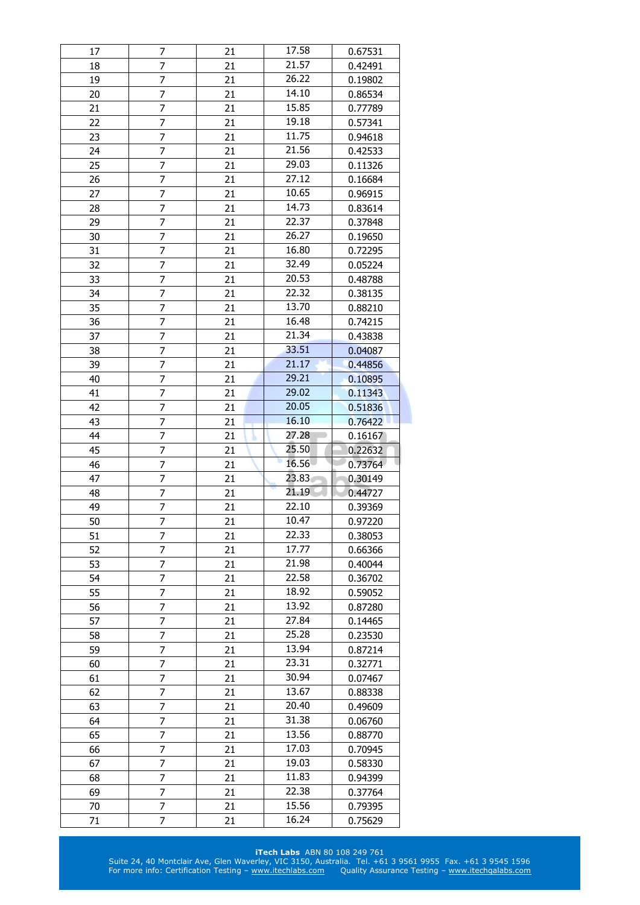| | | | | |
|---|---|---|---|---|
| 17 | 7 | 21 | 17.58 | 0.67531 |
| 18 | 7 | 21 | 21.57 | 0.42491 |
| 19 | 7 | 21 | 26.22 | 0.19802 |
| 20 | 7 | 21 | 14.10 | 0.86534 |
| 21 | 7 | 21 | 15.85 | 0.77789 |
| 22 | 7 | 21 | 19.18 | 0.57341 |
| 23 | 7 | 21 | 11.75 | 0.94618 |
| 24 | 7 | 21 | 21.56 | 0.42533 |
| 25 | 7 | 21 | 29.03 | 0.11326 |
| 26 | 7 | 21 | 27.12 | 0.16684 |
| 27 | 7 | 21 | 10.65 | 0.96915 |
| 28 | 7 | 21 | 14.73 | 0.83614 |
| 29 | 7 | 21 | 22.37 | 0.37848 |
| 30 | 7 | 21 | 26.27 | 0.19650 |
| 31 | 7 | 21 | 16.80 | 0.72295 |
| 32 | 7 | 21 | 32.49 | 0.05224 |
| 33 | 7 | 21 | 20.53 | 0.48788 |
| 34 | 7 | 21 | 22.32 | 0.38135 |
| 35 | 7 | 21 | 13.70 | 0.88210 |
| 36 | 7 | 21 | 16.48 | 0.74215 |
| 37 | 7 | 21 | 21.34 | 0.43838 |
| 38 | 7 | 21 | 33.51 | 0.04087 |
| 39 | 7 | 21 | 21.17 | 0.44856 |
| 40 | 7 | 21 | 29.21 | 0.10895 |
| 41 | 7 | 21 | 29.02 | 0.11343 |
| 42 | 7 | 21 | 20.05 | 0.51836 |
| 43 | 7 | 21 | 16.10 | 0.76422 |
| 44 | 7 | 21 | 27.28 | 0.16167 |
| 45 | 7 | 21 | 25.50 | 0.22632 |
| 46 | 7 | 21 | 16.56 | 0.73764 |
| 47 | 7 | 21 | 23.83 | 0.30149 |
| 48 | 7 | 21 | 21.19 | 0.44727 |
| 49 | 7 | 21 | 22.10 | 0.39369 |
| 50 | 7 | 21 | 10.47 | 0.97220 |
| 51 | 7 | 21 | 22.33 | 0.38053 |
| 52 | 7 | 21 | 17.77 | 0.66366 |
| 53 | 7 | 21 | 21.98 | 0.40044 |
| 54 | 7 | 21 | 22.58 | 0.36702 |
| 55 | 7 | 21 | 18.92 | 0.59052 |
| 56 | 7 | 21 | 13.92 | 0.87280 |
| 57 | 7 | 21 | 27.84 | 0.14465 |
| 58 | 7 | 21 | 25.28 | 0.23530 |
| 59 | 7 | 21 | 13.94 | 0.87214 |
| 60 | 7 | 21 | 23.31 | 0.32771 |
| 61 | 7 | 21 | 30.94 | 0.07467 |
| 62 | 7 | 21 | 13.67 | 0.88338 |
| 63 | 7 | 21 | 20.40 | 0.49609 |
| 64 | 7 | 21 | 31.38 | 0.06760 |
| 65 | 7 | 21 | 13.56 | 0.88770 |
| 66 | 7 | 21 | 17.03 | 0.70945 |
| 67 | 7 | 21 | 19.03 | 0.58330 |
| 68 | 7 | 21 | 11.83 | 0.94399 |
| 69 | 7 | 21 | 22.38 | 0.37764 |
| 70 | 7 | 21 | 15.56 | 0.79395 |
| 71 | 7 | 21 | 16.24 | 0.75629 |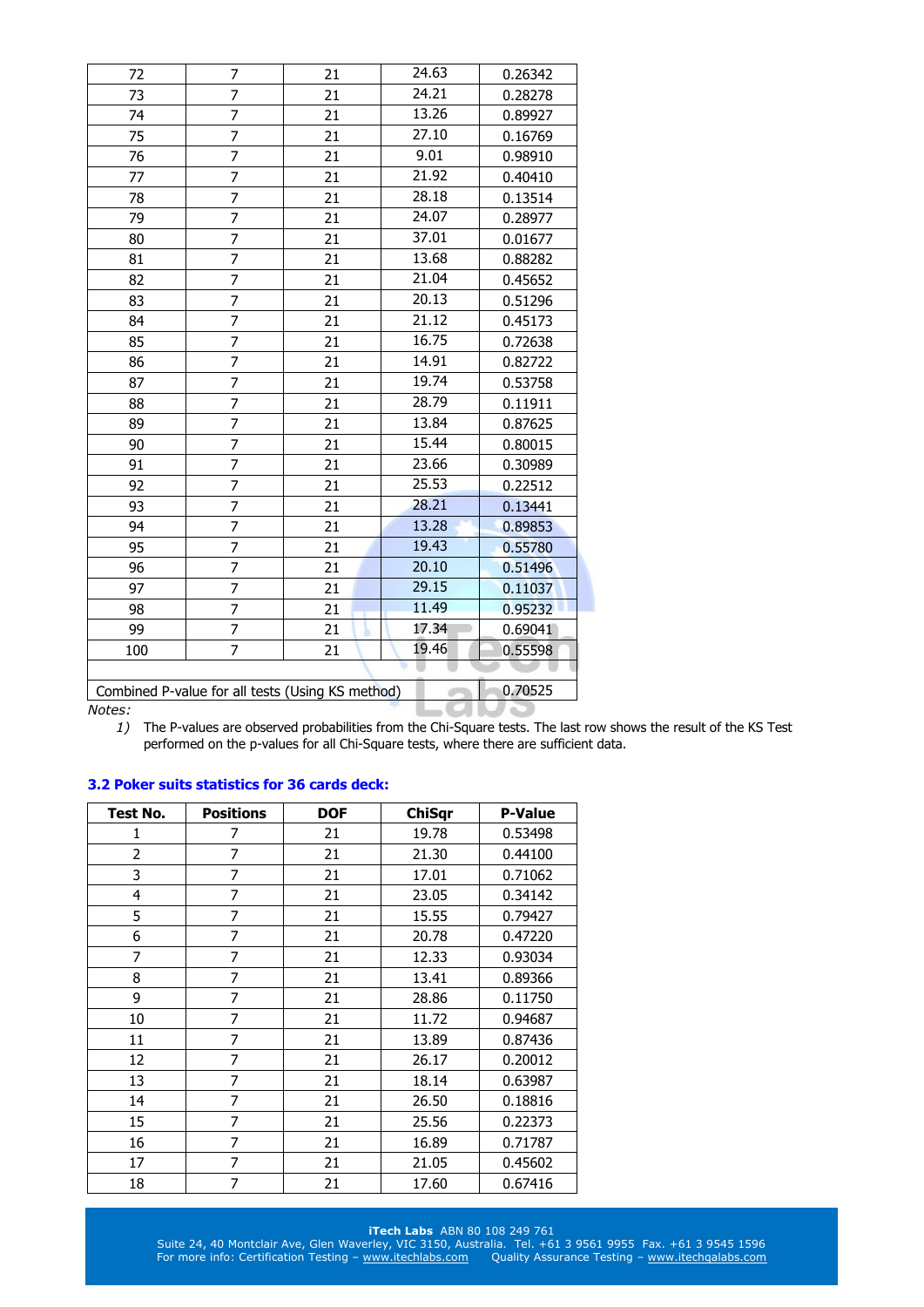| | | | | |
|---|---|---|---|---|
| 72 | 7 | 21 | 24.63 | 0.26342 |
| 73 | 7 | 21 | 24.21 | 0.28278 |
| 74 | 7 | 21 | 13.26 | 0.89927 |
| 75 | 7 | 21 | 27.10 | 0.16769 |
| 76 | 7 | 21 | 9.01 | 0.98910 |
| 77 | 7 | 21 | 21.92 | 0.40410 |
| 78 | 7 | 21 | 28.18 | 0.13514 |
| 79 | 7 | 21 | 24.07 | 0.28977 |
| 80 | 7 | 21 | 37.01 | 0.01677 |
| 81 | 7 | 21 | 13.68 | 0.88282 |
| 82 | 7 | 21 | 21.04 | 0.45652 |
| 83 | 7 | 21 | 20.13 | 0.51296 |
| 84 | 7 | 21 | 21.12 | 0.45173 |
| 85 | 7 | 21 | 16.75 | 0.72638 |
| 86 | 7 | 21 | 14.91 | 0.82722 |
| 87 | 7 | 21 | 19.74 | 0.53758 |
| 88 | 7 | 21 | 28.79 | 0.11911 |
| 89 | 7 | 21 | 13.84 | 0.87625 |
| 90 | 7 | 21 | 15.44 | 0.80015 |
| 91 | 7 | 21 | 23.66 | 0.30989 |
| 92 | 7 | 21 | 25.53 | 0.22512 |
| 93 | 7 | 21 | 28.21 | 0.13441 |
| 94 | 7 | 21 | 13.28 | 0.89853 |
| 95 | 7 | 21 | 19.43 | 0.55780 |
| 96 | 7 | 21 | 20.10 | 0.51496 |
| 97 | 7 | 21 | 29.15 | 0.11037 |
| 98 | 7 | 21 | 11.49 | 0.95232 |
| 99 | 7 | 21 | 17.34 | 0.69041 |
| 100 | 7 | 21 | 19.46 | 0.55598 |
| | | | | |
| Combined P-value for all tests (Using KS method) | | | | 0.70525 |

*Notes:*

1) The P-values are observed probabilities from the Chi-Square tests. The last row shows the result of the KS Test performed on the p-values for all Chi-Square tests, where there are sufficient data.

### 3.2 Poker suits statistics for 36 cards deck:

| Test No. | Positions | DOF | ChiSqr | P-Value |
|---|---|---|---|---|
| 1 | 7 | 21 | 19.78 | 0.53498 |
| 2 | 7 | 21 | 21.30 | 0.44100 |
| 3 | 7 | 21 | 17.01 | 0.71062 |
| 4 | 7 | 21 | 23.05 | 0.34142 |
| 5 | 7 | 21 | 15.55 | 0.79427 |
| 6 | 7 | 21 | 20.78 | 0.47220 |
| 7 | 7 | 21 | 12.33 | 0.93034 |
| 8 | 7 | 21 | 13.41 | 0.89366 |
| 9 | 7 | 21 | 28.86 | 0.11750 |
| 10 | 7 | 21 | 11.72 | 0.94687 |
| 11 | 7 | 21 | 13.89 | 0.87436 |
| 12 | 7 | 21 | 26.17 | 0.20012 |
| 13 | 7 | 21 | 18.14 | 0.63987 |
| 14 | 7 | 21 | 26.50 | 0.18816 |
| 15 | 7 | 21 | 25.56 | 0.22373 |
| 16 | 7 | 21 | 16.89 | 0.71787 |
| 17 | 7 | 21 | 21.05 | 0.45602 |
| 18 | 7 | 21 | 17.60 | 0.67416 |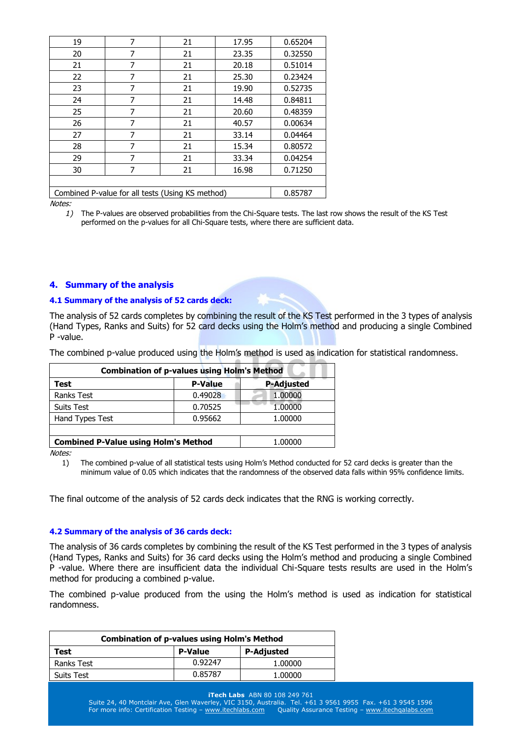| 19 | 7 | 21 | 17.95 | 0.65204 |
|---|---|---|---|---|
| 20 | 7 | 21 | 23.35 | 0.32550 |
| 21 | 7 | 21 | 20.18 | 0.51014 |
| 22 | 7 | 21 | 25.30 | 0.23424 |
| 23 | 7 | 21 | 19.90 | 0.52735 |
| 24 | 7 | 21 | 14.48 | 0.84811 |
| 25 | 7 | 21 | 20.60 | 0.48359 |
| 26 | 7 | 21 | 40.57 | 0.00634 |
| 27 | 7 | 21 | 33.14 | 0.04464 |
| 28 | 7 | 21 | 15.34 | 0.80572 |
| 29 | 7 | 21 | 33.34 | 0.04254 |
| 30 | 7 | 21 | 16.98 | 0.71250 |
| | | | | |
| Combined P-value for all tests (Using KS method) | | | | 0.85787 |

*Notes:*

1) The P-values are observed probabilities from the Chi-Square tests. The last row shows the result of the KS Test performed on the p-values for all Chi-Square tests, where there are sufficient data.

## 4. Summary of the analysis

### 4.1 Summary of the analysis of 52 cards deck:

The analysis of 52 cards completes by combining the result of the KS Test performed in the 3 types of analysis (Hand Types, Ranks and Suits) for 52 card decks using the Holm's method and producing a single Combined P -value.

The combined p-value produced using the Holm's method is used as indication for statistical randomness.

| Combination of p-values using Holm's Method | | |
|---|---|---|
| **Test** | **P-Value** | **P-Adjusted** |
| Ranks Test | 0.49028 | 1.00000 |
| Suits Test | 0.70525 | 1.00000 |
| Hand Types Test | 0.95662 | 1.00000 |
| | | |
| **Combined P-Value using Holm's Method** | | 1.00000 |

*Notes:*

1) The combined p-value of all statistical tests using Holm's Method conducted for 52 card decks is greater than the minimum value of 0.05 which indicates that the randomness of the observed data falls within 95% confidence limits.

The final outcome of the analysis of 52 cards deck indicates that the RNG is working correctly.

### 4.2 Summary of the analysis of 36 cards deck:

The analysis of 36 cards completes by combining the result of the KS Test performed in the 3 types of analysis (Hand Types, Ranks and Suits) for 36 card decks using the Holm's method and producing a single Combined P -value. Where there are insufficient data the individual Chi-Square tests results are used in the Holm's method for producing a combined p-value.

The combined p-value produced from the using the Holm's method is used as indication for statistical randomness.

| Combination of p-values using Holm's Method | | |
|---|---|---|
| **Test** | **P-Value** | **P-Adjusted** |
| Ranks Test | 0.92247 | 1.00000 |
| Suits Test | 0.85787 | 1.00000 |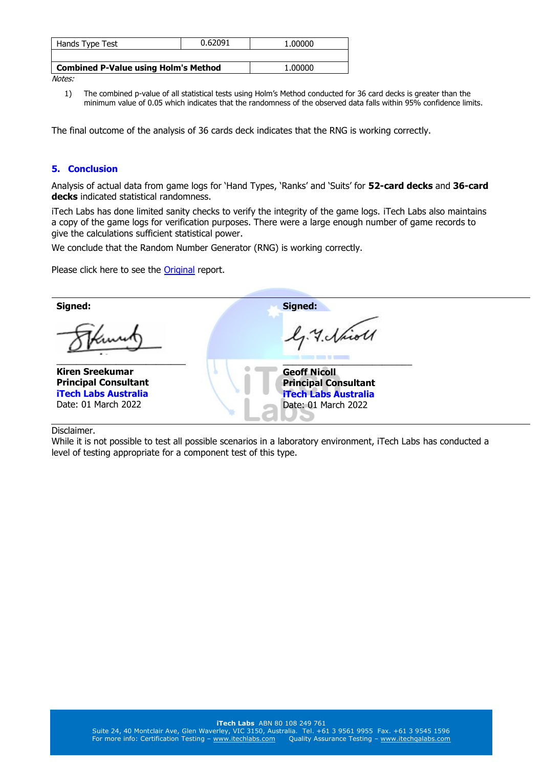| | | |
|---|---|---|
| Hands Type Test | 0.62091 | 1.00000 |
| | | |
| **Combined P-Value using Holm's Method** | | 1.00000 |

*Notes:*

1) The combined p-value of all statistical tests using Holm's Method conducted for 36 card decks is greater than the minimum value of 0.05 which indicates that the randomness of the observed data falls within 95% confidence limits.

The final outcome of the analysis of 36 cards deck indicates that the RNG is working correctly.

## 5. Conclusion

Analysis of actual data from game logs for 'Hand Types, 'Ranks' and 'Suits' for **52-card decks** and **36-card decks** indicated statistical randomness.

iTech Labs has done limited sanity checks to verify the integrity of the game logs. iTech Labs also maintains a copy of the game logs for verification purposes. There were a large enough number of game records to give the calculations sufficient statistical power.

We conclude that the Random Number Generator (RNG) is working correctly.

Please click here to see the Original report.

| **Signed:** | **Signed:** |
|---|---|
| **Kiren Sreekumar** | **Geoff Nicoll** |
| **Principal Consultant** | **Principal Consultant** |
| **iTech Labs Australia** | **iTech Labs Australia** |
| Date: 01 March 2022 | Date: 01 March 2022 |

Disclaimer.
While it is not possible to test all possible scenarios in a laboratory environment, iTech Labs has conducted a level of testing appropriate for a component test of this type.

**iTech Labs** ABN 80 108 249 761
Suite 24, 40 Montclair Ave, Glen Waverley, VIC 3150, Australia. Tel. +61 3 9561 9955 Fax. +61 3 9545 1596
For more info: Certification Testing – www.itechlabs.com Quality Assurance Testing – www.itechqalabs.com